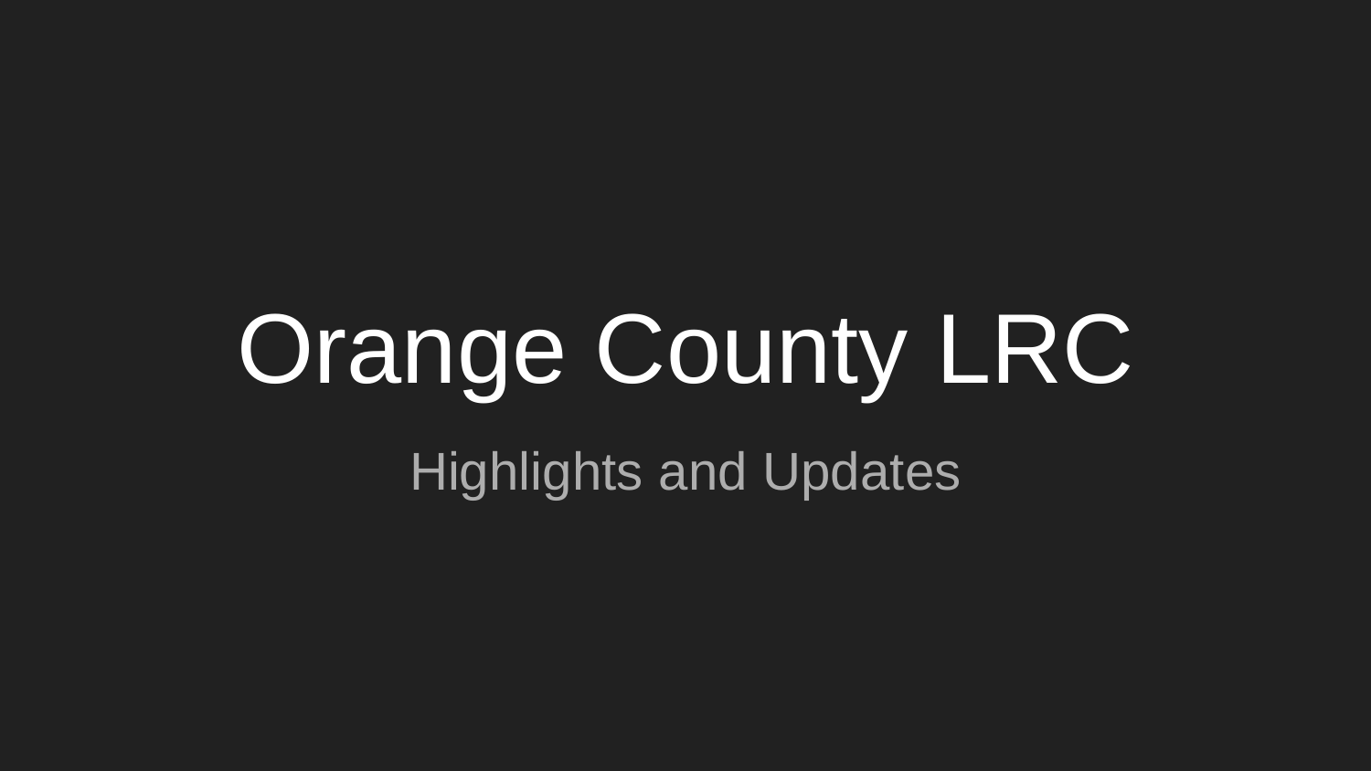# Orange County LRC

Highlights and Updates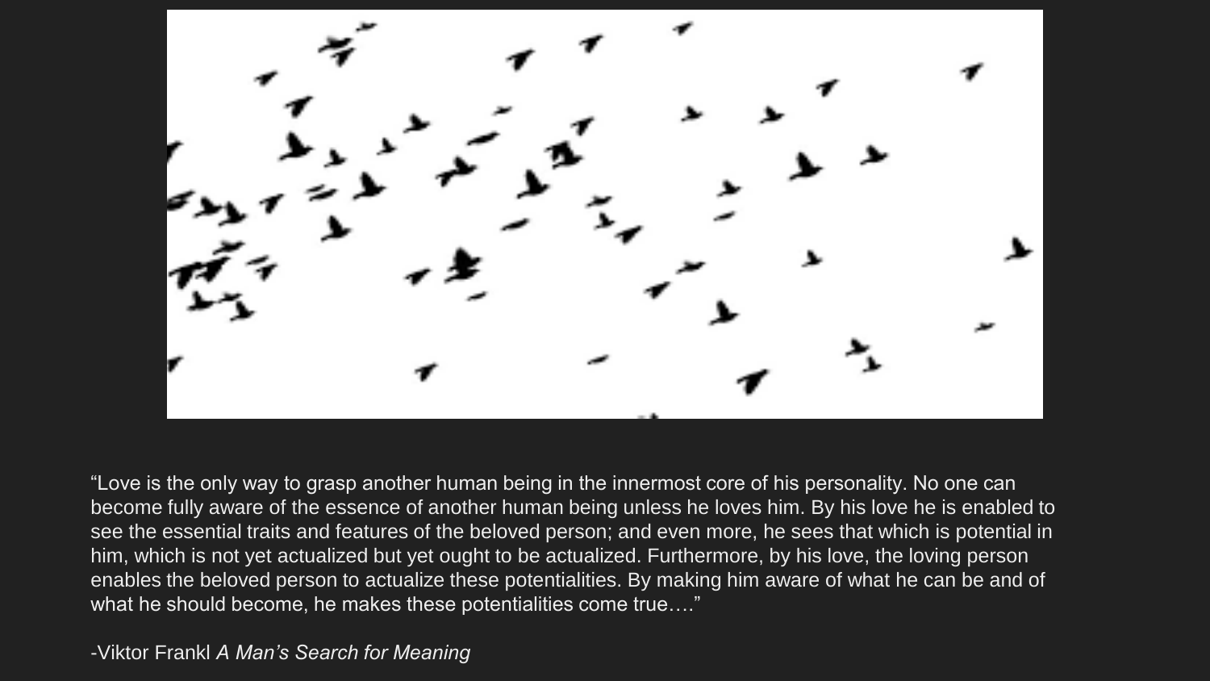“Love is the only way to grasp another human being in the innermost core of his personality. No one can become fully aware of the essence of another human being unless he loves him. By his love he is enabled to see the essential traits and features of the beloved person; and even more, he sees that which is potential in him, which is not yet actualized but yet ought to be actualized. Furthermore, by his love, the loving person enables the beloved person to actualize these potentialities. By making him aware of what he can be and of what he should become, he makes these potentialities come true….”

-Viktor Frankl *A Man’s Search for Meaning*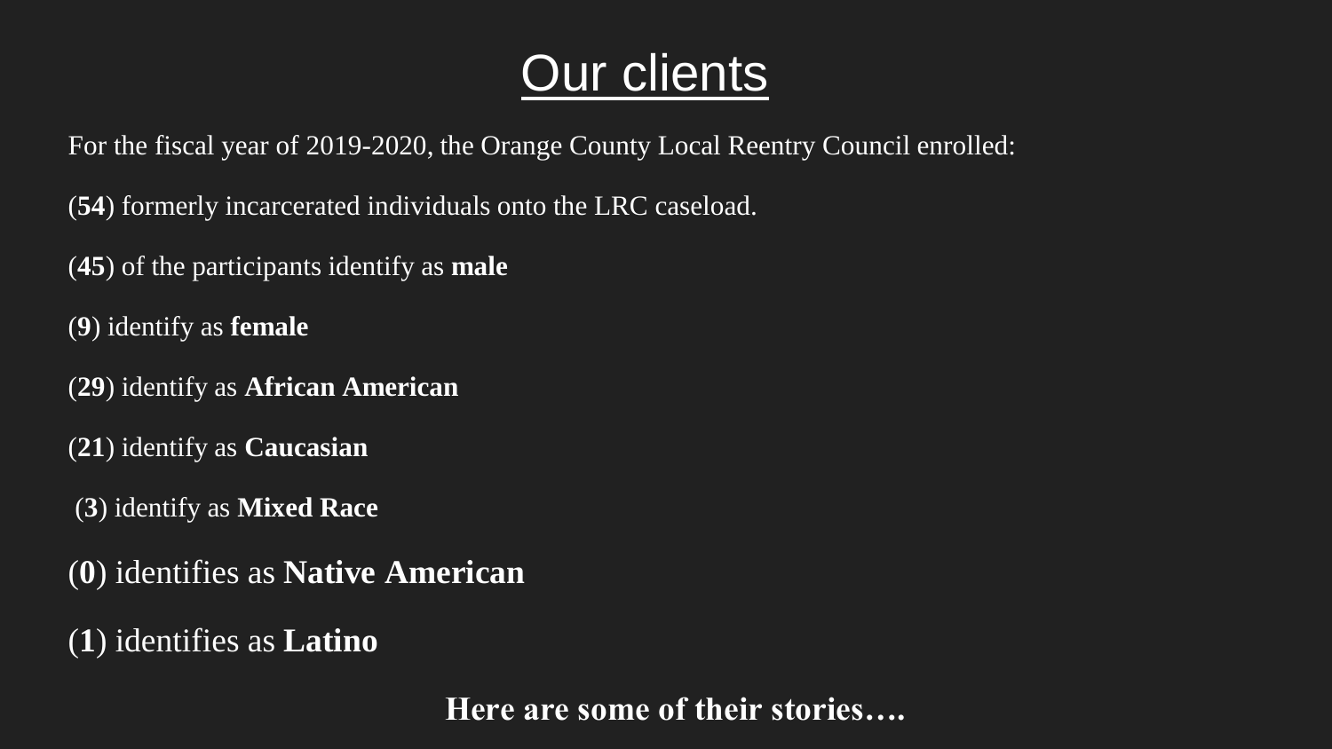# Our clients

For the fiscal year of 2019-2020, the Orange County Local Reentry Council enrolled:

(**54**) formerly incarcerated individuals onto the LRC caseload.

(**45**) of the participants identify as **male**

(**9**) identify as **female**

(**29**) identify as **African American**

(**21**) identify as **Caucasian**

(**3**) identify as **Mixed Race**

(**0**) identifies as **Native American**

(**1**) identifies as **Latino**

**Here are some of their stories….**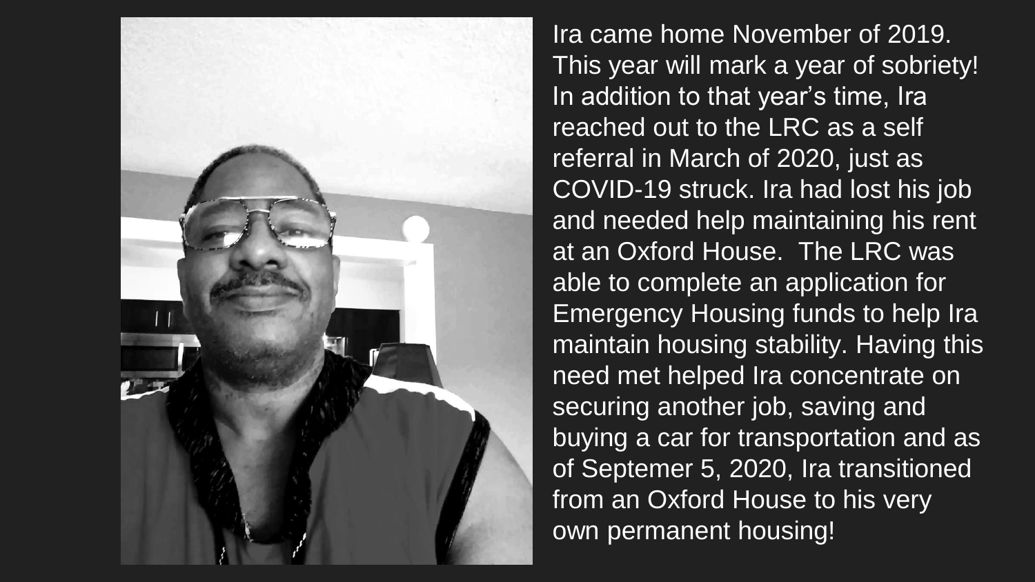Ira came home November of 2019. This year will mark a year of sobriety! In addition to that year's time, Ira reached out to the LRC as a self referral in March of 2020, just as COVID-19 struck. Ira had lost his job and needed help maintaining his rent at an Oxford House. The LRC was able to complete an application for Emergency Housing funds to help Ira maintain housing stability. Having this need met helped Ira concentrate on securing another job, saving and buying a car for transportation and as of Septemer 5, 2020, Ira transitioned from an Oxford House to his very own permanent housing!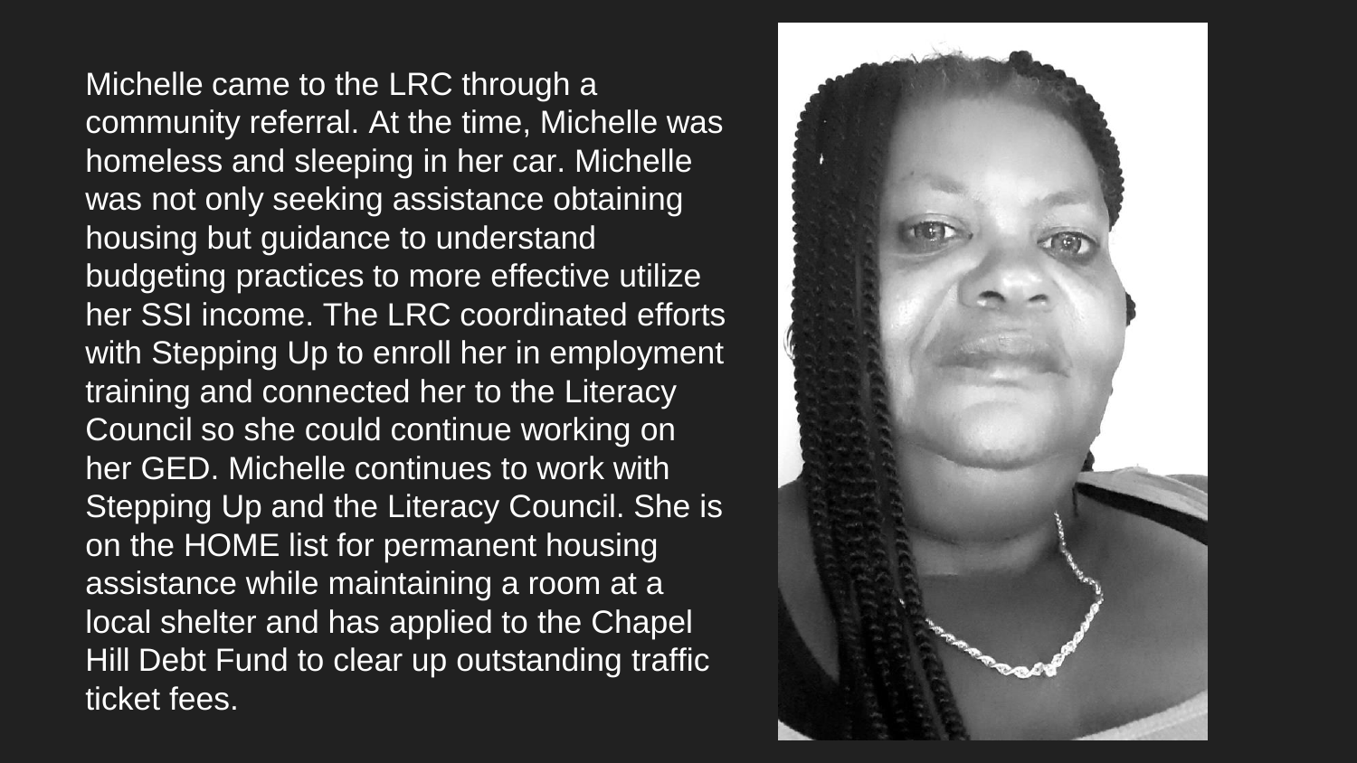Michelle came to the LRC through a community referral. At the time, Michelle was homeless and sleeping in her car. Michelle was not only seeking assistance obtaining housing but guidance to understand budgeting practices to more effective utilize her SSI income. The LRC coordinated efforts with Stepping Up to enroll her in employment training and connected her to the Literacy Council so she could continue working on her GED. Michelle continues to work with Stepping Up and the Literacy Council. She is on the HOME list for permanent housing assistance while maintaining a room at a local shelter and has applied to the Chapel Hill Debt Fund to clear up outstanding traffic ticket fees.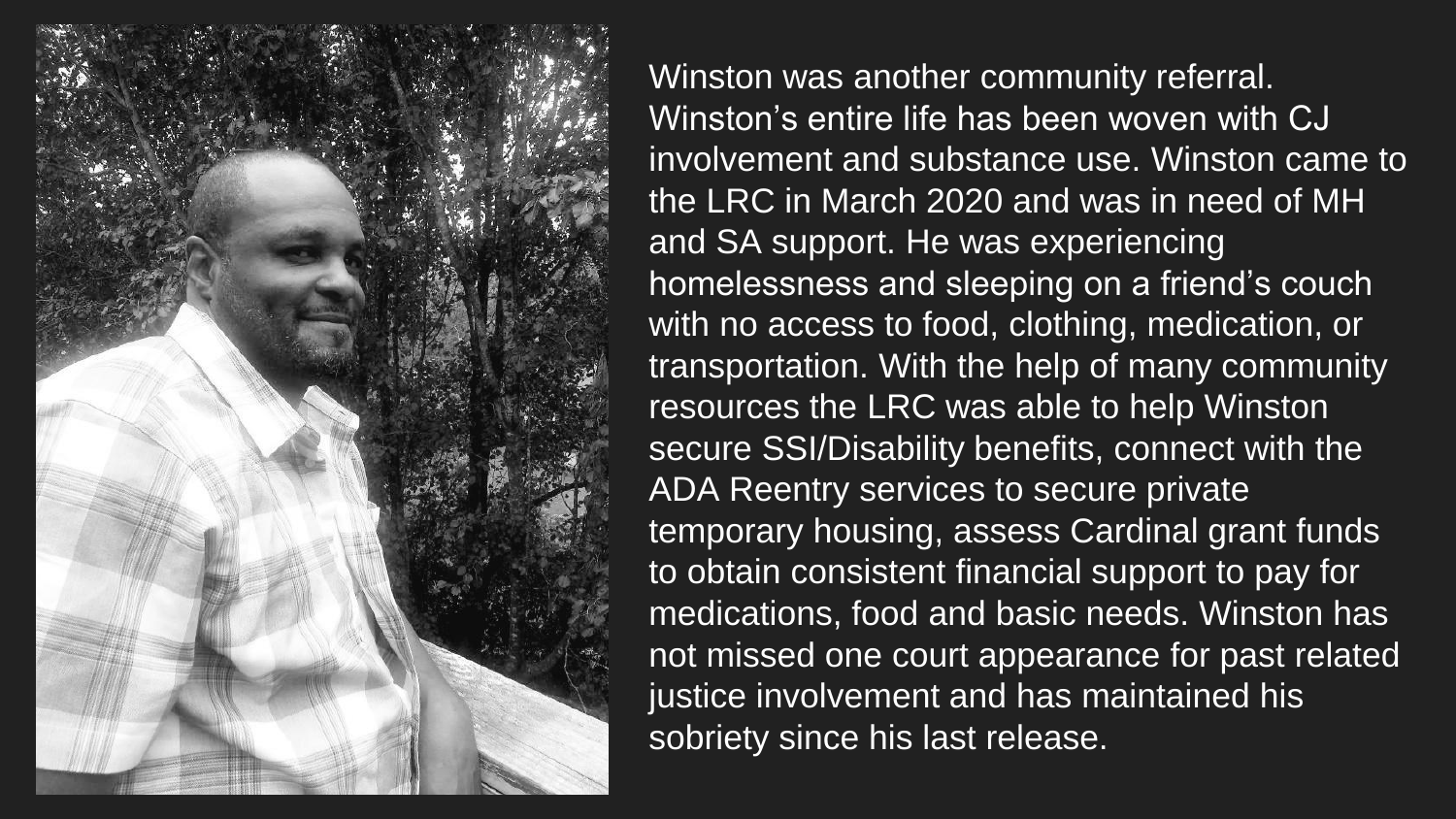Winston was another community referral. Winston's entire life has been woven with CJ involvement and substance use. Winston came to the LRC in March 2020 and was in need of MH and SA support. He was experiencing homelessness and sleeping on a friend's couch with no access to food, clothing, medication, or transportation. With the help of many community resources the LRC was able to help Winston secure SSI/Disability benefits, connect with the ADA Reentry services to secure private temporary housing, assess Cardinal grant funds to obtain consistent financial support to pay for medications, food and basic needs. Winston has not missed one court appearance for past related justice involvement and has maintained his sobriety since his last release.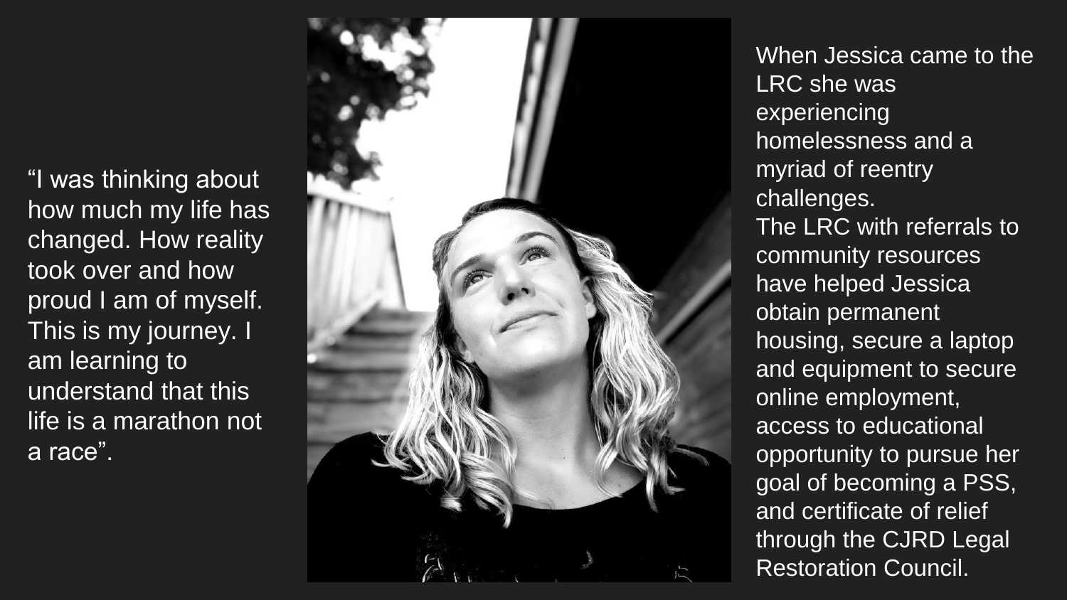"I was thinking about how much my life has changed. How reality took over and how proud I am of myself. This is my journey. I am learning to understand that this life is a marathon not a race".

When Jessica came to the LRC she was experiencing homelessness and a myriad of reentry challenges.

The LRC with referrals to community resources have helped Jessica obtain permanent housing, secure a laptop and equipment to secure online employment, access to educational opportunity to pursue her goal of becoming a PSS, and certificate of relief through the CJRD Legal Restoration Council.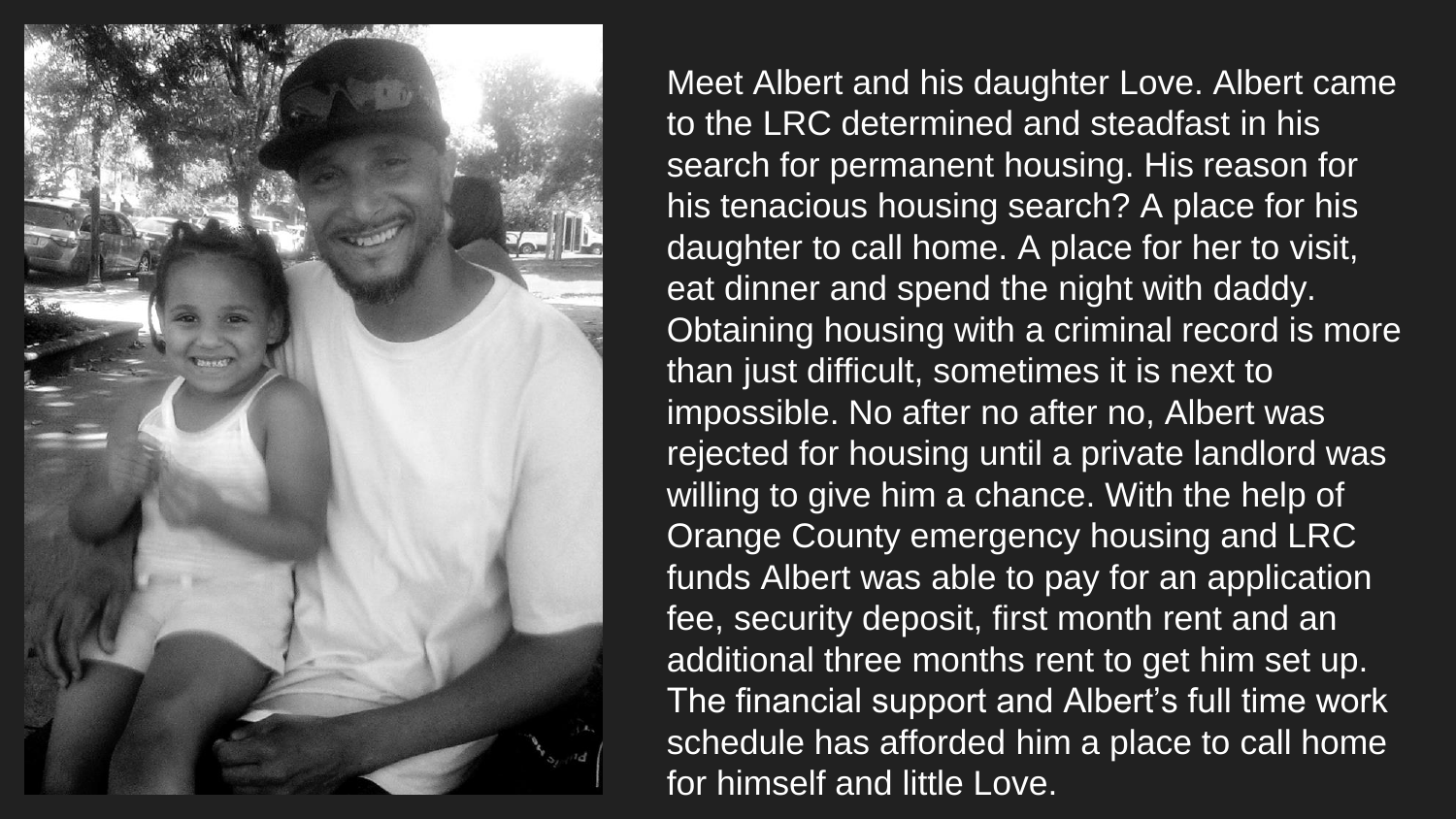Meet Albert and his daughter Love. Albert came to the LRC determined and steadfast in his search for permanent housing. His reason for his tenacious housing search? A place for his daughter to call home. A place for her to visit, eat dinner and spend the night with daddy. Obtaining housing with a criminal record is more than just difficult, sometimes it is next to impossible. No after no after no, Albert was rejected for housing until a private landlord was willing to give him a chance. With the help of Orange County emergency housing and LRC funds Albert was able to pay for an application fee, security deposit, first month rent and an additional three months rent to get him set up. The financial support and Albert's full time work schedule has afforded him a place to call home for himself and little Love.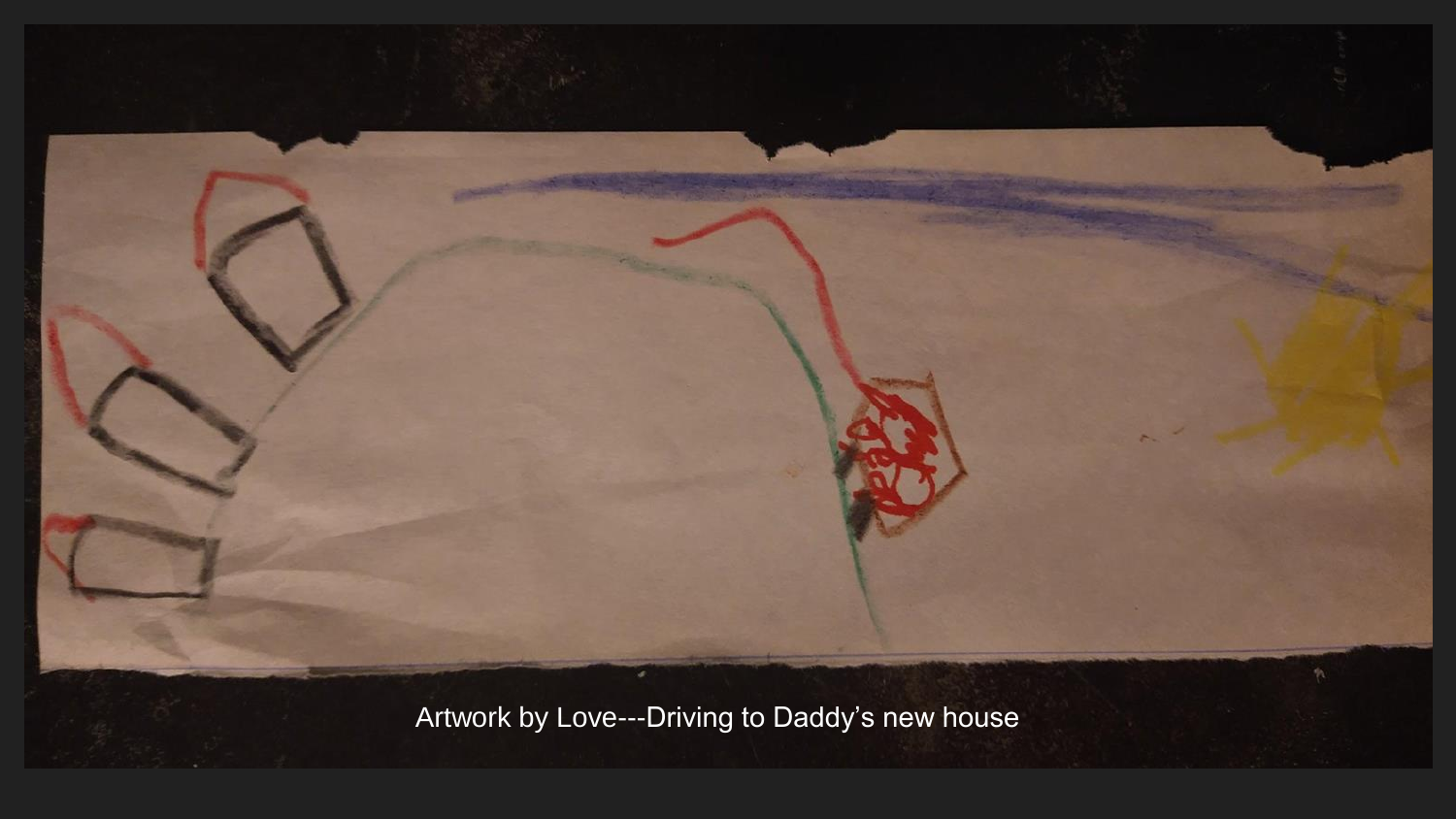Artwork by Love---Driving to Daddy's new house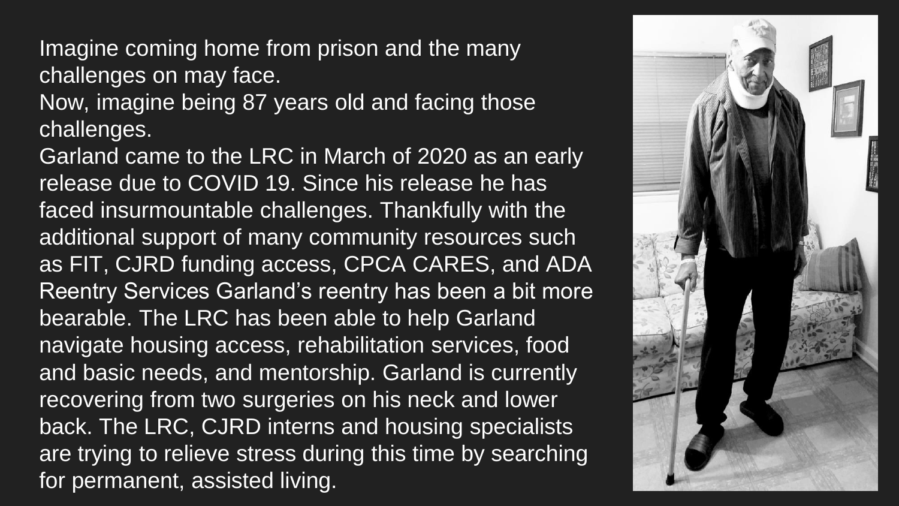Imagine coming home from prison and the many challenges on may face.

Now, imagine being 87 years old and facing those challenges.

Garland came to the LRC in March of 2020 as an early release due to COVID 19. Since his release he has faced insurmountable challenges. Thankfully with the additional support of many community resources such as FIT, CJRD funding access, CPCA CARES, and ADA Reentry Services Garland's reentry has been a bit more bearable. The LRC has been able to help Garland navigate housing access, rehabilitation services, food and basic needs, and mentorship. Garland is currently recovering from two surgeries on his neck and lower back. The LRC, CJRD interns and housing specialists are trying to relieve stress during this time by searching for permanent, assisted living.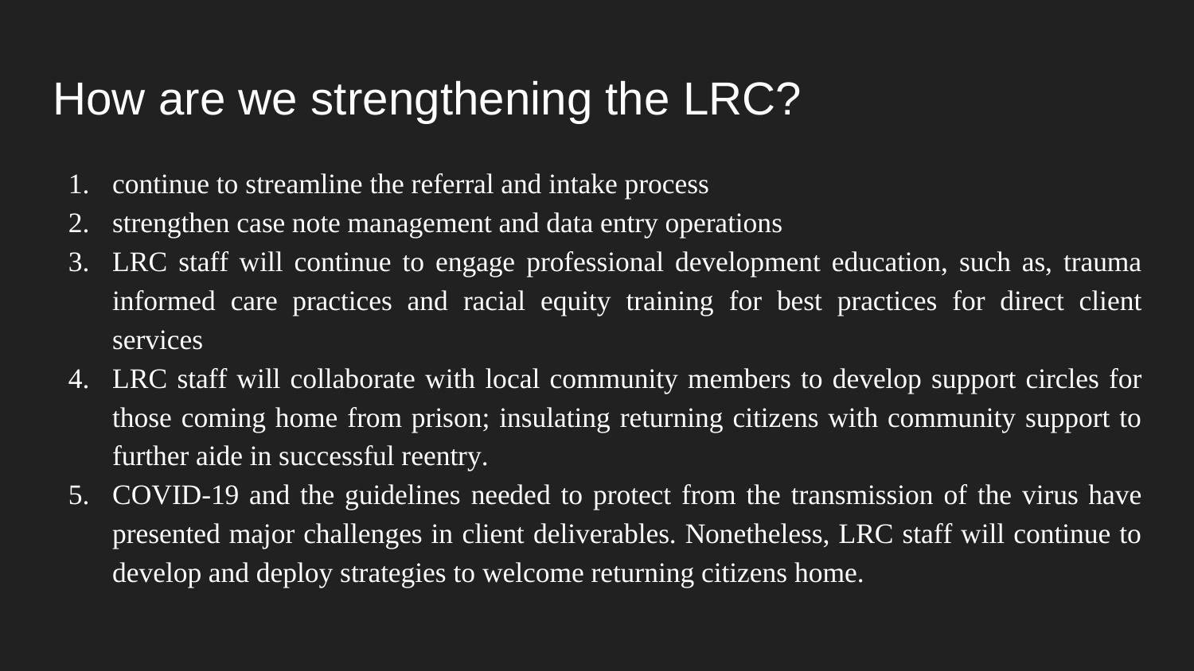# How are we strengthening the LRC?

1. continue to streamline the referral and intake process
2. strengthen case note management and data entry operations
3. LRC staff will continue to engage professional development education, such as, trauma informed care practices and racial equity training for best practices for direct client services
4. LRC staff will collaborate with local community members to develop support circles for those coming home from prison; insulating returning citizens with community support to further aide in successful reentry.
5. COVID-19 and the guidelines needed to protect from the transmission of the virus have presented major challenges in client deliverables. Nonetheless, LRC staff will continue to develop and deploy strategies to welcome returning citizens home.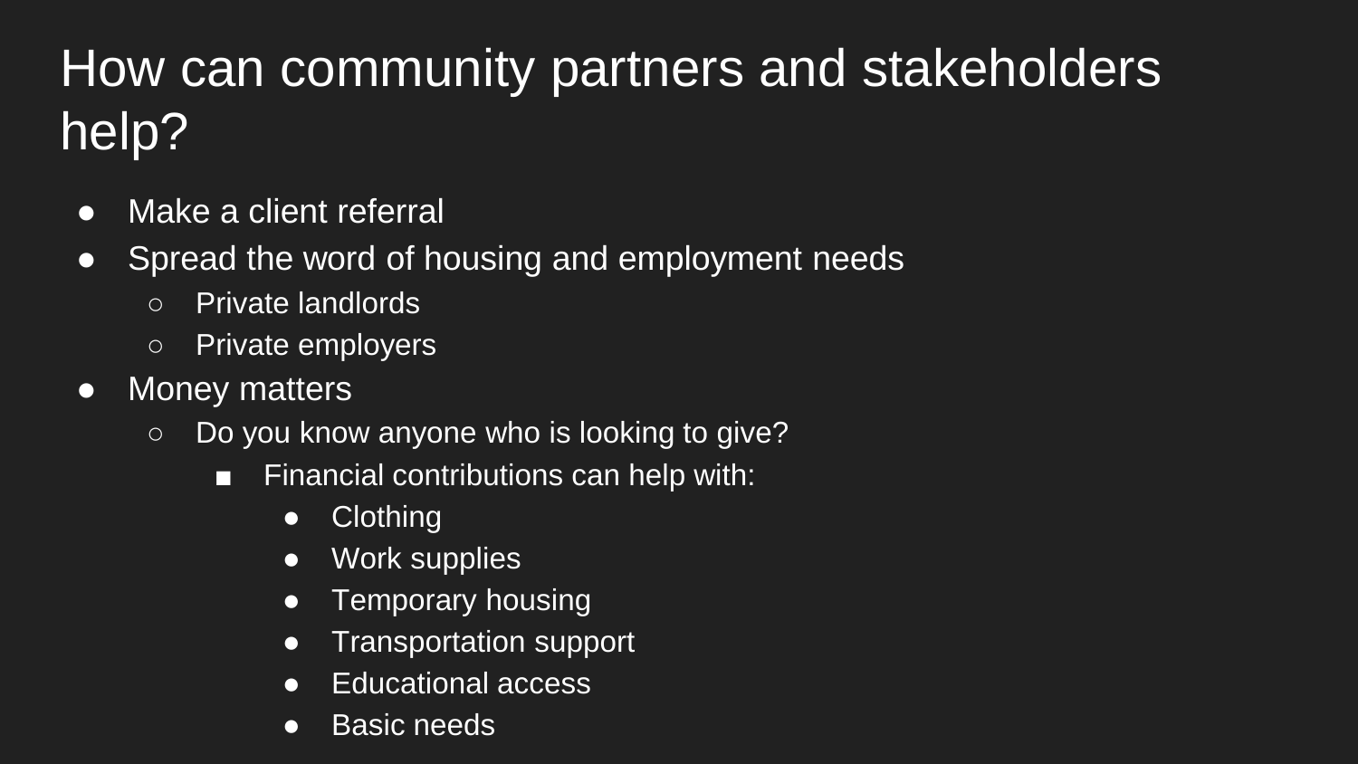# How can community partners and stakeholders help?

- Make a client referral
- Spread the word of housing and employment needs
  - Private landlords
  - Private employers
- Money matters
  - Do you know anyone who is looking to give?
    - Financial contributions can help with:
      - Clothing
      - Work supplies
      - Temporary housing
      - Transportation support
      - Educational access
      - Basic needs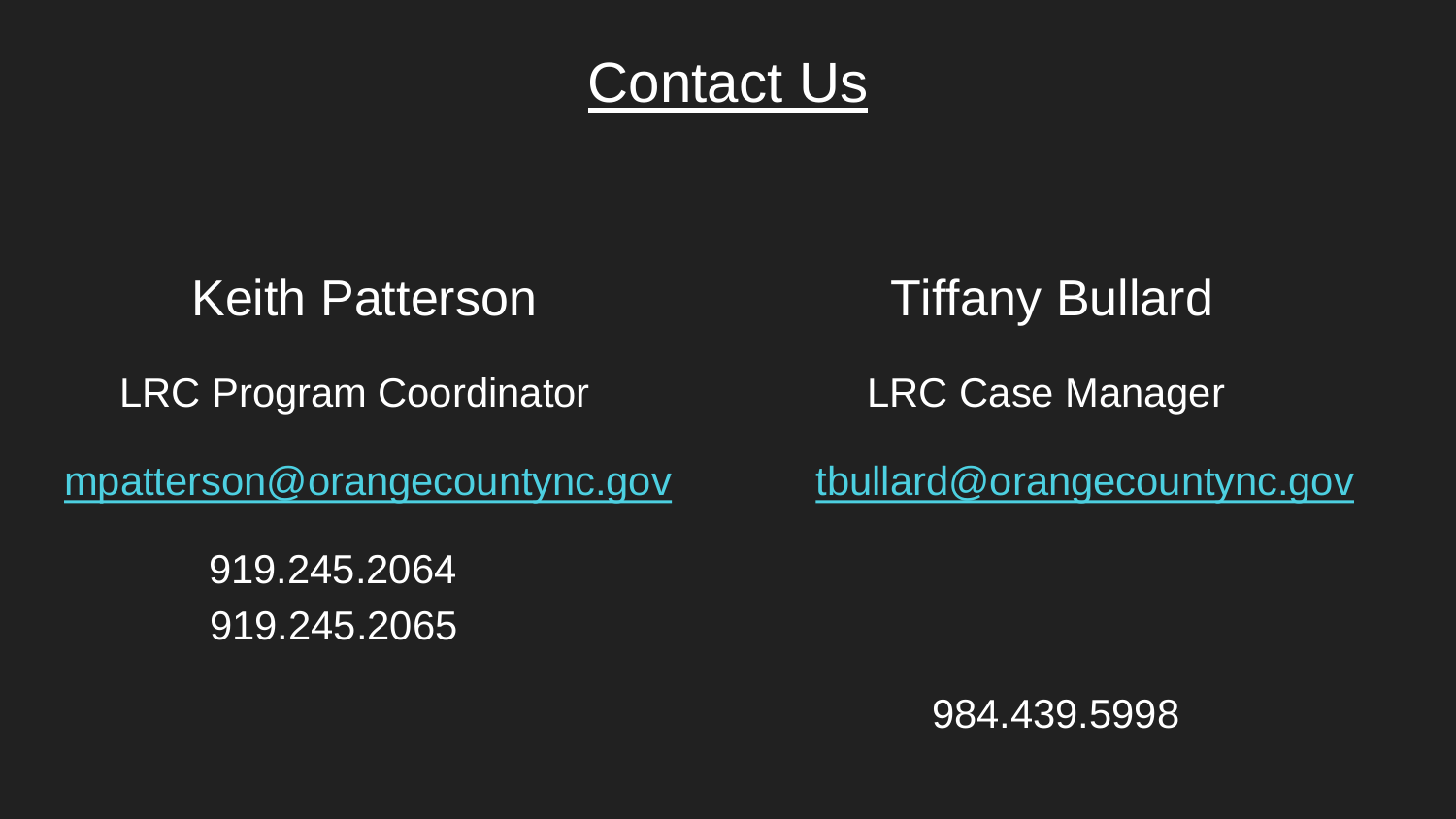# Contact Us

Keith Patterson

LRC Program Coordinator

mpatterson@orangecountync.gov

919.245.2064

919.245.2065

Tiffany Bullard

LRC Case Manager

tbullard@orangecountync.gov

984.439.5998